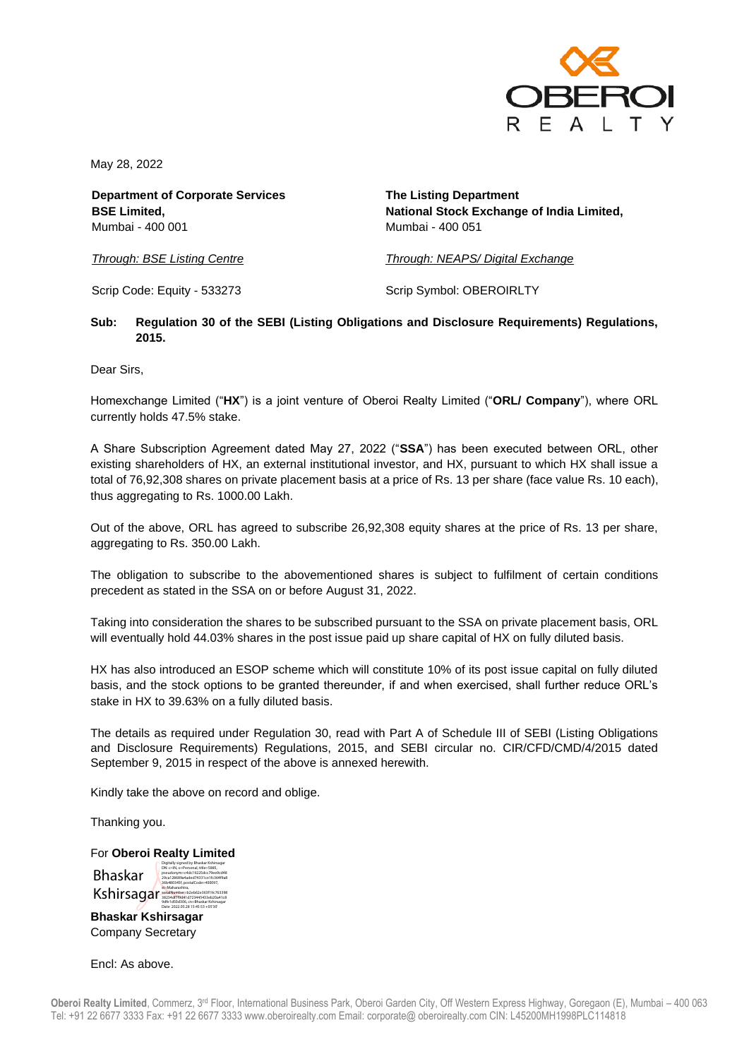May 28, 2022

**Department of Corporate Services**
**BSE Limited,**
Mumbai - 400 001

*Through: BSE Listing Centre*

Scrip Code: Equity - 533273

**The Listing Department**
**National Stock Exchange of India Limited,**
Mumbai - 400 051

*Through: NEAPS/ Digital Exchange*

Scrip Symbol: OBEROIRLTY

**Sub: Regulation 30 of the SEBI (Listing Obligations and Disclosure Requirements) Regulations, 2015.**

Dear Sirs,

Homexchange Limited ("**HX**") is a joint venture of Oberoi Realty Limited ("**ORL/ Company**"), where ORL currently holds 47.5% stake.

A Share Subscription Agreement dated May 27, 2022 ("**SSA**") has been executed between ORL, other existing shareholders of HX, an external institutional investor, and HX, pursuant to which HX shall issue a total of 76,92,308 shares on private placement basis at a price of Rs. 13 per share (face value Rs. 10 each), thus aggregating to Rs. 1000.00 Lakh.

Out of the above, ORL has agreed to subscribe 26,92,308 equity shares at the price of Rs. 13 per share, aggregating to Rs. 350.00 Lakh.

The obligation to subscribe to the abovementioned shares is subject to fulfilment of certain conditions precedent as stated in the SSA on or before August 31, 2022.

Taking into consideration the shares to be subscribed pursuant to the SSA on private placement basis, ORL will eventually hold 44.03% shares in the post issue paid up share capital of HX on fully diluted basis.

HX has also introduced an ESOP scheme which will constitute 10% of its post issue capital on fully diluted basis, and the stock options to be granted thereunder, if and when exercised, shall further reduce ORL's stake in HX to 39.63% on a fully diluted basis.

The details as required under Regulation 30, read with Part A of Schedule III of SEBI (Listing Obligations and Disclosure Requirements) Regulations, 2015, and SEBI circular no. CIR/CFD/CMD/4/2015 dated September 9, 2015 in respect of the above is annexed herewith.

Kindly take the above on record and oblige.

Thanking you.

For **Oberoi Realty Limited**

Bhaskar Kshirsagar

**Bhaskar Kshirsagar**
Company Secretary

Encl: As above.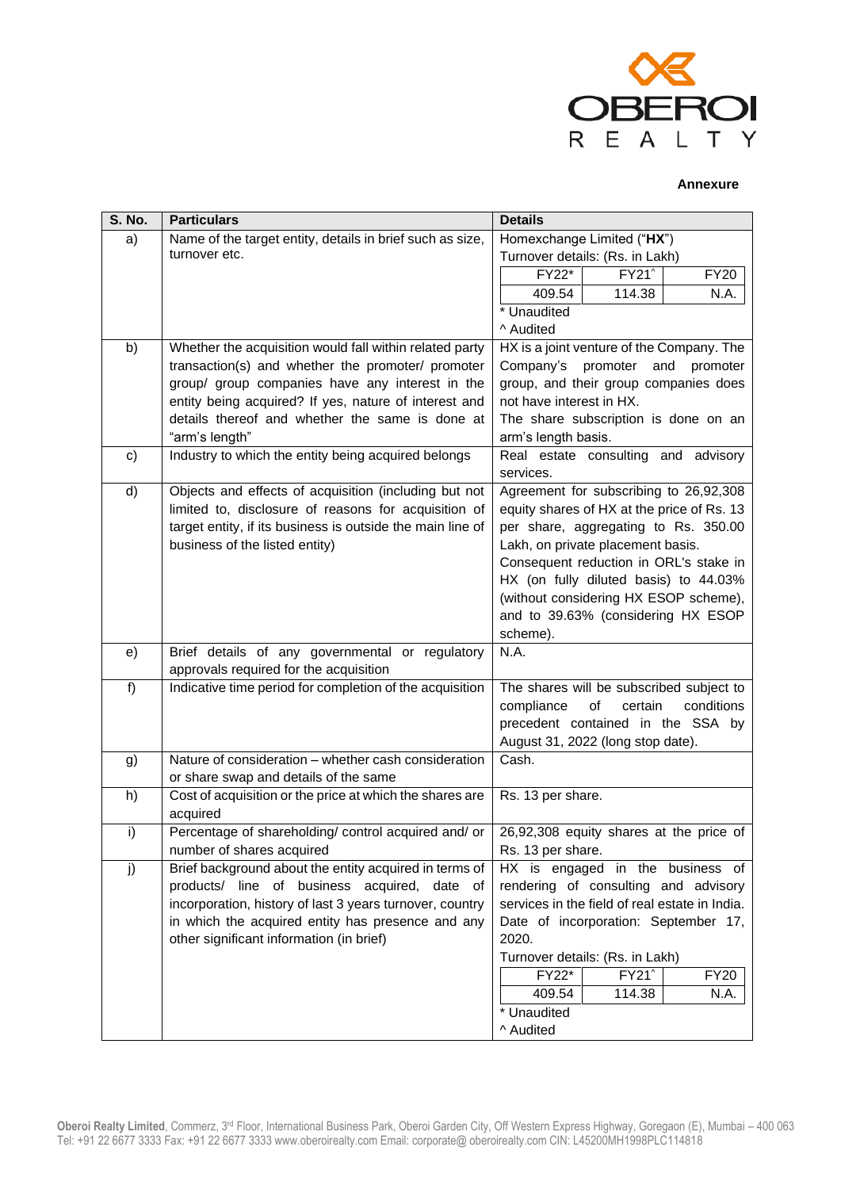**Annexure**

| S. No. | Particulars | Details |
|---|---|---|
| a) | Name of the target entity, details in brief such as size, turnover etc. | Homexchange Limited ("**HX**")<br>Turnover details: (Rs. in Lakh)<br>FY22* : 409.54 / FY21^ : 114.38 / FY20 : N.A.<br>* Unaudited<br>^ Audited |
| b) | Whether the acquisition would fall within related party transaction(s) and whether the promoter/ promoter group/ group companies have any interest in the entity being acquired? If yes, nature of interest and details thereof and whether the same is done at "arm's length" | HX is a joint venture of the Company. The Company's promoter and promoter group, and their group companies does not have interest in HX.<br>The share subscription is done on an arm's length basis. |
| c) | Industry to which the entity being acquired belongs | Real estate consulting and advisory services. |
| d) | Objects and effects of acquisition (including but not limited to, disclosure of reasons for acquisition of target entity, if its business is outside the main line of business of the listed entity) | Agreement for subscribing to 26,92,308 equity shares of HX at the price of Rs. 13 per share, aggregating to Rs. 350.00 Lakh, on private placement basis.<br>Consequent reduction in ORL's stake in HX (on fully diluted basis) to 44.03% (without considering HX ESOP scheme), and to 39.63% (considering HX ESOP scheme). |
| e) | Brief details of any governmental or regulatory approvals required for the acquisition | N.A. |
| f) | Indicative time period for completion of the acquisition | The shares will be subscribed subject to compliance of certain conditions precedent contained in the SSA by August 31, 2022 (long stop date). |
| g) | Nature of consideration – whether cash consideration or share swap and details of the same | Cash. |
| h) | Cost of acquisition or the price at which the shares are acquired | Rs. 13 per share. |
| i) | Percentage of shareholding/ control acquired and/ or number of shares acquired | 26,92,308 equity shares at the price of Rs. 13 per share. |
| j) | Brief background about the entity acquired in terms of products/ line of business acquired, date of incorporation, history of last 3 years turnover, country in which the acquired entity has presence and any other significant information (in brief) | HX is engaged in the business of rendering of consulting and advisory services in the field of real estate in India.<br>Date of incorporation: September 17, 2020.<br>Turnover details: (Rs. in Lakh)<br>FY22* : 409.54 / FY21^ : 114.38 / FY20 : N.A.<br>* Unaudited<br>^ Audited |

**Oberoi Realty Limited**, Commerz, 3rd Floor, International Business Park, Oberoi Garden City, Off Western Express Highway, Goregaon (E), Mumbai – 400 063
Tel: +91 22 6677 3333 Fax: +91 22 6677 3333 www.oberoirealty.com Email: corporate@ oberoirealty.com CIN: L45200MH1998PLC114818